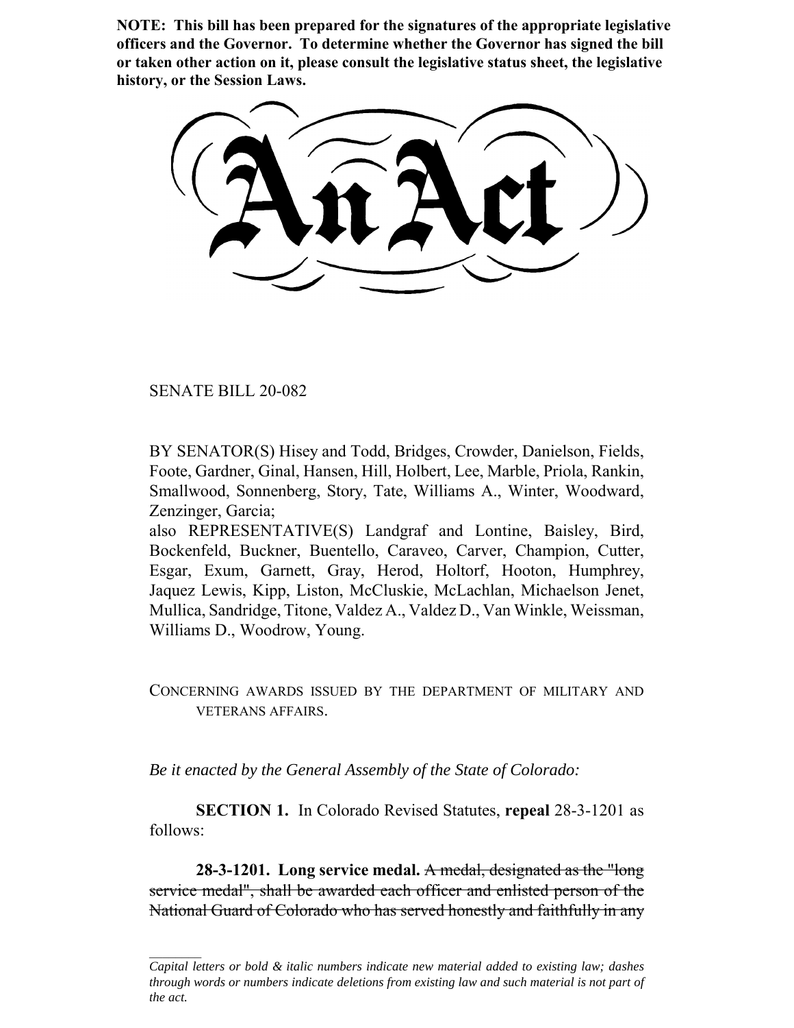**NOTE: This bill has been prepared for the signatures of the appropriate legislative officers and the Governor. To determine whether the Governor has signed the bill or taken other action on it, please consult the legislative status sheet, the legislative history, or the Session Laws.**

# An Act

SENATE BILL 20-082

BY SENATOR(S) Hisey and Todd, Bridges, Crowder, Danielson, Fields, Foote, Gardner, Ginal, Hansen, Hill, Holbert, Lee, Marble, Priola, Rankin, Smallwood, Sonnenberg, Story, Tate, Williams A., Winter, Woodward, Zenzinger, Garcia;

also REPRESENTATIVE(S) Landgraf and Lontine, Baisley, Bird, Bockenfeld, Buckner, Buentello, Caraveo, Carver, Champion, Cutter, Esgar, Exum, Garnett, Gray, Herod, Holtorf, Hooton, Humphrey, Jaquez Lewis, Kipp, Liston, McCluskie, McLachlan, Michaelson Jenet, Mullica, Sandridge, Titone, Valdez A., Valdez D., Van Winkle, Weissman, Williams D., Woodrow, Young.

CONCERNING AWARDS ISSUED BY THE DEPARTMENT OF MILITARY AND VETERANS AFFAIRS.

*Be it enacted by the General Assembly of the State of Colorado:*

**SECTION 1.** In Colorado Revised Statutes, **repeal** 28-3-1201 as follows:

**28-3-1201. Long service medal.** ~~A medal, designated as the "long service medal", shall be awarded each officer and enlisted person of the National Guard of Colorado who has served honestly and faithfully in any~~

*Capital letters or bold & italic numbers indicate new material added to existing law; dashes through words or numbers indicate deletions from existing law and such material is not part of the act.*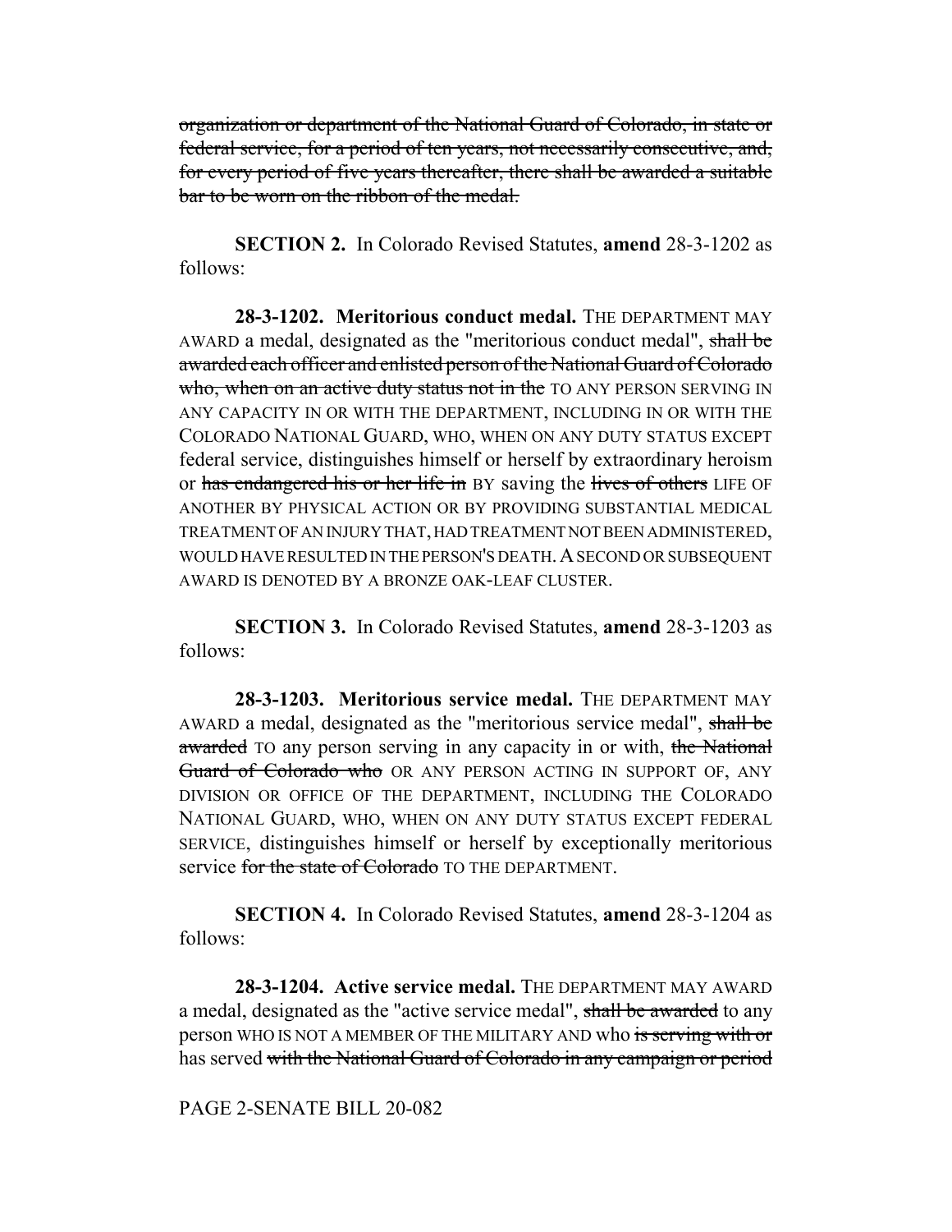~~organization or department of the National Guard of Colorado, in state or federal service, for a period of ten years, not necessarily consecutive, and, for every period of five years thereafter, there shall be awarded a suitable bar to be worn on the ribbon of the medal.~~

**SECTION 2.** In Colorado Revised Statutes, **amend** 28-3-1202 as follows:

**28-3-1202. Meritorious conduct medal.** THE DEPARTMENT MAY AWARD a medal, designated as the "meritorious conduct medal", ~~shall be awarded each officer and enlisted person of the National Guard of Colorado who, when on an active duty status not in the~~ TO ANY PERSON SERVING IN ANY CAPACITY IN OR WITH THE DEPARTMENT, INCLUDING IN OR WITH THE COLORADO NATIONAL GUARD, WHO, WHEN ON ANY DUTY STATUS EXCEPT federal service, distinguishes himself or herself by extraordinary heroism or ~~has endangered his or her life in~~ BY saving the ~~lives of others~~ LIFE OF ANOTHER BY PHYSICAL ACTION OR BY PROVIDING SUBSTANTIAL MEDICAL TREATMENT OF AN INJURY THAT, HAD TREATMENT NOT BEEN ADMINISTERED, WOULD HAVE RESULTED IN THE PERSON'S DEATH. A SECOND OR SUBSEQUENT AWARD IS DENOTED BY A BRONZE OAK-LEAF CLUSTER.

**SECTION 3.** In Colorado Revised Statutes, **amend** 28-3-1203 as follows:

**28-3-1203. Meritorious service medal.** THE DEPARTMENT MAY AWARD a medal, designated as the "meritorious service medal", ~~shall be awarded~~ TO any person serving in any capacity in or with, ~~the National Guard of Colorado who~~ OR ANY PERSON ACTING IN SUPPORT OF, ANY DIVISION OR OFFICE OF THE DEPARTMENT, INCLUDING THE COLORADO NATIONAL GUARD, WHO, WHEN ON ANY DUTY STATUS EXCEPT FEDERAL SERVICE, distinguishes himself or herself by exceptionally meritorious service ~~for the state of Colorado~~ TO THE DEPARTMENT.

**SECTION 4.** In Colorado Revised Statutes, **amend** 28-3-1204 as follows:

**28-3-1204. Active service medal.** THE DEPARTMENT MAY AWARD a medal, designated as the "active service medal", ~~shall be awarded~~ to any person WHO IS NOT A MEMBER OF THE MILITARY AND who ~~is serving with or~~ has served ~~with the National Guard of Colorado in any campaign or period~~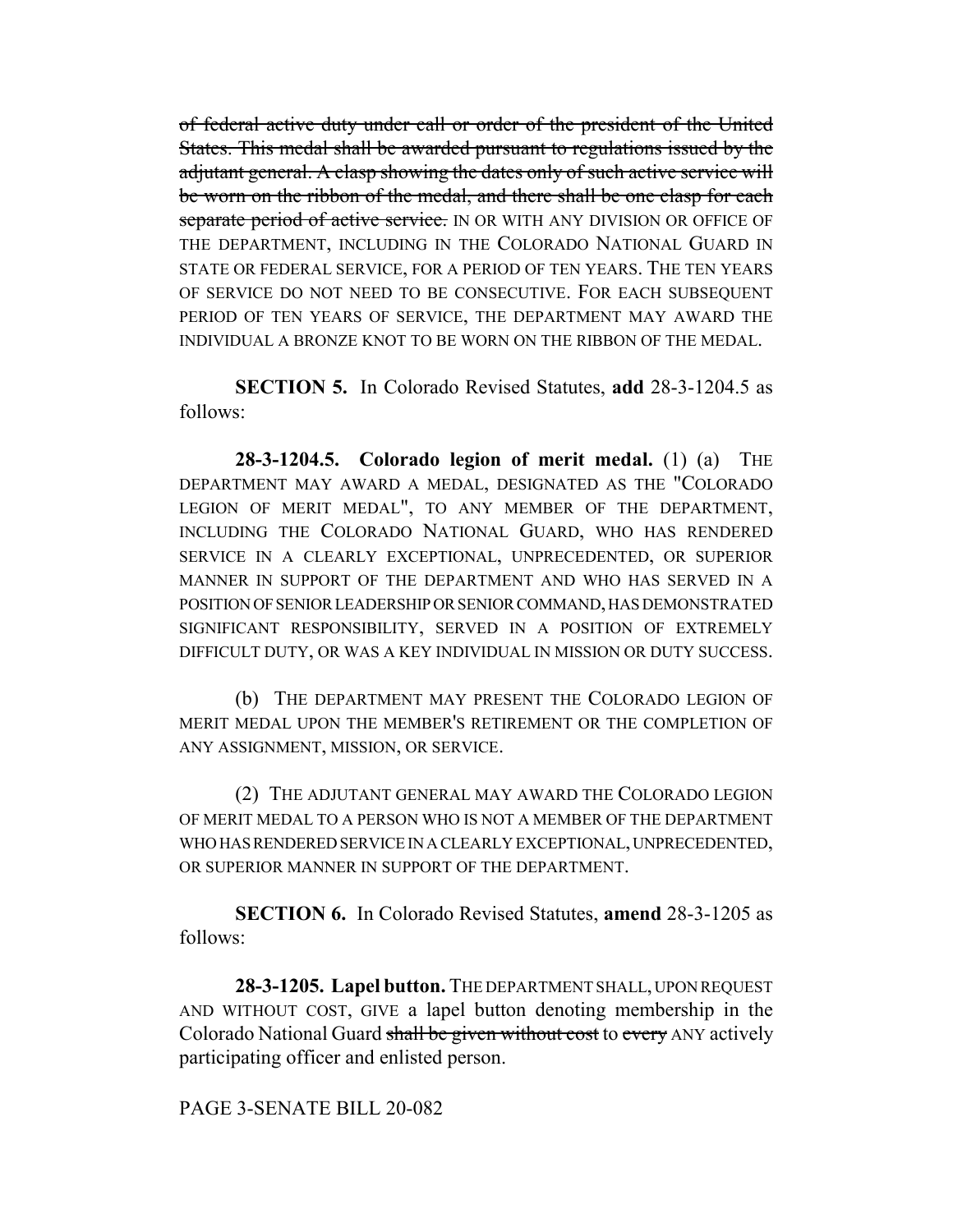~~of federal active duty under call or order of the president of the United States. This medal shall be awarded pursuant to regulations issued by the adjutant general. A clasp showing the dates only of such active service will be worn on the ribbon of the medal, and there shall be one clasp for each separate period of active service.~~ IN OR WITH ANY DIVISION OR OFFICE OF THE DEPARTMENT, INCLUDING IN THE COLORADO NATIONAL GUARD IN STATE OR FEDERAL SERVICE, FOR A PERIOD OF TEN YEARS. THE TEN YEARS OF SERVICE DO NOT NEED TO BE CONSECUTIVE. FOR EACH SUBSEQUENT PERIOD OF TEN YEARS OF SERVICE, THE DEPARTMENT MAY AWARD THE INDIVIDUAL A BRONZE KNOT TO BE WORN ON THE RIBBON OF THE MEDAL.

**SECTION 5.** In Colorado Revised Statutes, **add** 28-3-1204.5 as follows:

**28-3-1204.5. Colorado legion of merit medal.** (1) (a) THE DEPARTMENT MAY AWARD A MEDAL, DESIGNATED AS THE "COLORADO LEGION OF MERIT MEDAL", TO ANY MEMBER OF THE DEPARTMENT, INCLUDING THE COLORADO NATIONAL GUARD, WHO HAS RENDERED SERVICE IN A CLEARLY EXCEPTIONAL, UNPRECEDENTED, OR SUPERIOR MANNER IN SUPPORT OF THE DEPARTMENT AND WHO HAS SERVED IN A POSITION OF SENIOR LEADERSHIP OR SENIOR COMMAND, HAS DEMONSTRATED SIGNIFICANT RESPONSIBILITY, SERVED IN A POSITION OF EXTREMELY DIFFICULT DUTY, OR WAS A KEY INDIVIDUAL IN MISSION OR DUTY SUCCESS.

(b) THE DEPARTMENT MAY PRESENT THE COLORADO LEGION OF MERIT MEDAL UPON THE MEMBER'S RETIREMENT OR THE COMPLETION OF ANY ASSIGNMENT, MISSION, OR SERVICE.

(2) THE ADJUTANT GENERAL MAY AWARD THE COLORADO LEGION OF MERIT MEDAL TO A PERSON WHO IS NOT A MEMBER OF THE DEPARTMENT WHO HAS RENDERED SERVICE IN A CLEARLY EXCEPTIONAL, UNPRECEDENTED, OR SUPERIOR MANNER IN SUPPORT OF THE DEPARTMENT.

**SECTION 6.** In Colorado Revised Statutes, **amend** 28-3-1205 as follows:

**28-3-1205. Lapel button.** THE DEPARTMENT SHALL, UPON REQUEST AND WITHOUT COST, GIVE a lapel button denoting membership in the Colorado National Guard ~~shall be given without cost~~ to ~~every~~ ANY actively participating officer and enlisted person.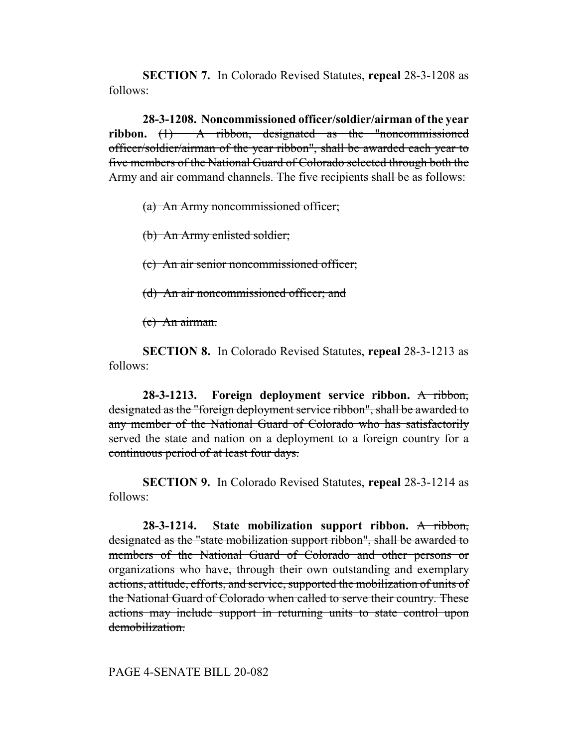**SECTION 7.** In Colorado Revised Statutes, **repeal** 28-3-1208 as follows:

**28-3-1208. Noncommissioned officer/soldier/airman of the year ribbon.** ~~(1) A ribbon, designated as the "noncommissioned officer/soldier/airman of the year ribbon", shall be awarded each year to five members of the National Guard of Colorado selected through both the Army and air command channels. The five recipients shall be as follows:~~

~~(a) An Army noncommissioned officer;~~

~~(b) An Army enlisted soldier;~~

~~(c) An air senior noncommissioned officer;~~

~~(d) An air noncommissioned officer; and~~

~~(e) An airman.~~

**SECTION 8.** In Colorado Revised Statutes, **repeal** 28-3-1213 as follows:

**28-3-1213. Foreign deployment service ribbon.** ~~A ribbon, designated as the "foreign deployment service ribbon", shall be awarded to any member of the National Guard of Colorado who has satisfactorily served the state and nation on a deployment to a foreign country for a continuous period of at least four days.~~

**SECTION 9.** In Colorado Revised Statutes, **repeal** 28-3-1214 as follows:

**28-3-1214. State mobilization support ribbon.** ~~A ribbon, designated as the "state mobilization support ribbon", shall be awarded to members of the National Guard of Colorado and other persons or organizations who have, through their own outstanding and exemplary actions, attitude, efforts, and service, supported the mobilization of units of the National Guard of Colorado when called to serve their country. These actions may include support in returning units to state control upon demobilization.~~

PAGE 4-SENATE BILL 20-082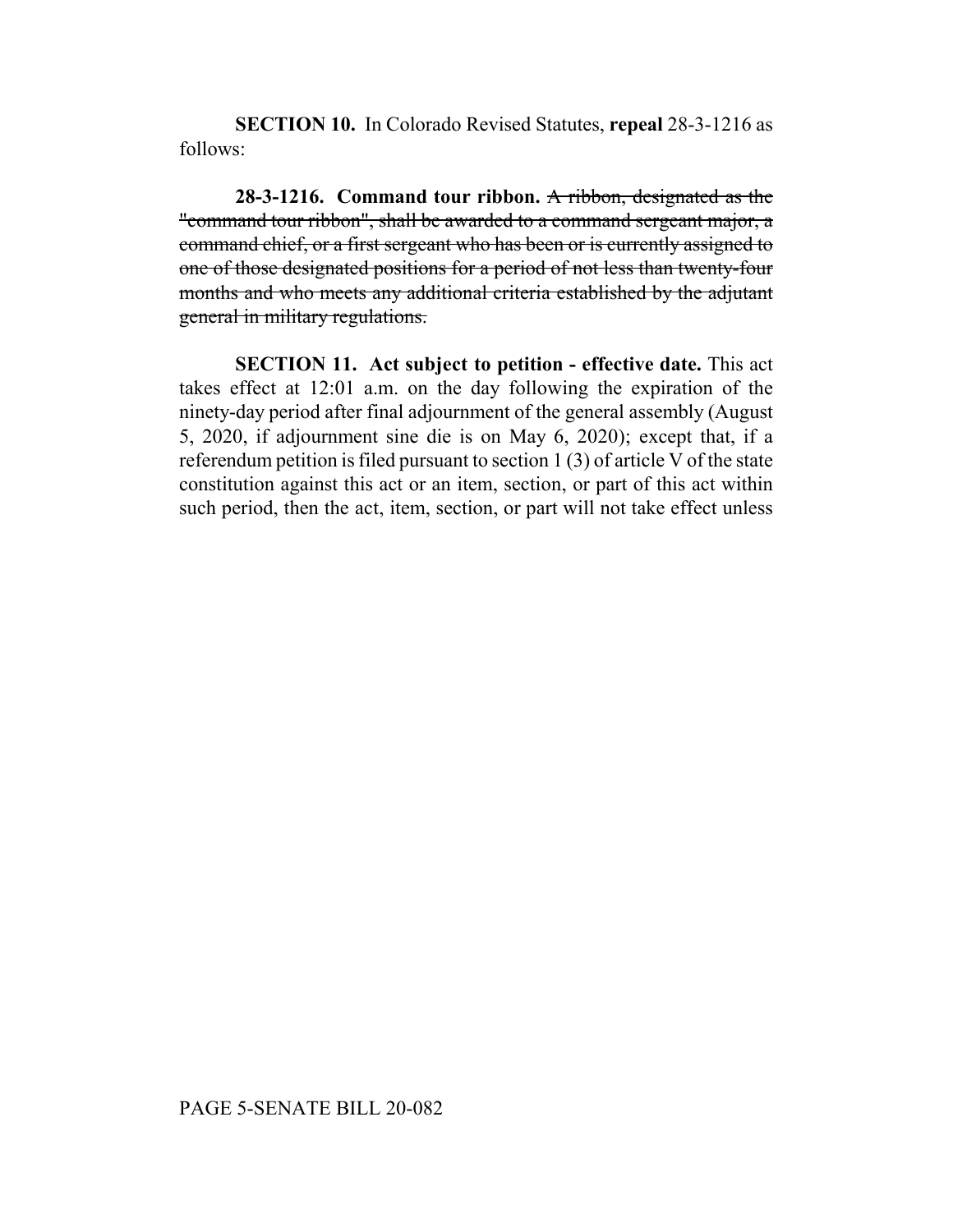**SECTION 10.** In Colorado Revised Statutes, **repeal** 28-3-1216 as follows:

**28-3-1216. Command tour ribbon.** ~~A ribbon, designated as the "command tour ribbon", shall be awarded to a command sergeant major, a command chief, or a first sergeant who has been or is currently assigned to one of those designated positions for a period of not less than twenty-four months and who meets any additional criteria established by the adjutant general in military regulations.~~

**SECTION 11. Act subject to petition - effective date.** This act takes effect at 12:01 a.m. on the day following the expiration of the ninety-day period after final adjournment of the general assembly (August 5, 2020, if adjournment sine die is on May 6, 2020); except that, if a referendum petition is filed pursuant to section 1 (3) of article V of the state constitution against this act or an item, section, or part of this act within such period, then the act, item, section, or part will not take effect unless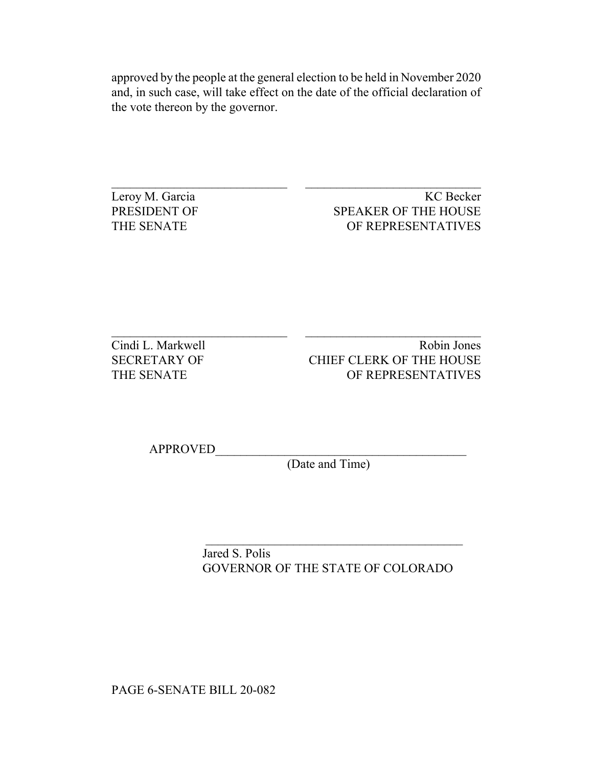approved by the people at the general election to be held in November 2020 and, in such case, will take effect on the date of the official declaration of the vote thereon by the governor.

| | |
| --- | --- |
| \_\_\_\_\_\_\_\_\_\_\_\_\_\_\_\_\_\_\_\_\_\_\_\_\_\_\_\_<br>Leroy M. Garcia<br>PRESIDENT OF<br>THE SENATE | \_\_\_\_\_\_\_\_\_\_\_\_\_\_\_\_\_\_\_\_\_\_\_\_\_\_\_\_<br>KC Becker<br>SPEAKER OF THE HOUSE<br>OF REPRESENTATIVES |
| \_\_\_\_\_\_\_\_\_\_\_\_\_\_\_\_\_\_\_\_\_\_\_\_\_\_\_\_<br>Cindi L. Markwell<br>SECRETARY OF<br>THE SENATE | \_\_\_\_\_\_\_\_\_\_\_\_\_\_\_\_\_\_\_\_\_\_\_\_\_\_\_\_<br>Robin Jones<br>CHIEF CLERK OF THE HOUSE<br>OF REPRESENTATIVES |

APPROVED\_\_\_\_\_\_\_\_\_\_\_\_\_\_\_\_\_\_\_\_\_\_\_\_\_\_\_\_\_\_\_\_\_\_\_\_\_\_\_\_
(Date and Time)

\_\_\_\_\_\_\_\_\_\_\_\_\_\_\_\_\_\_\_\_\_\_\_\_\_\_\_\_\_\_\_\_\_\_\_\_\_\_\_\_\_\_
Jared S. Polis
GOVERNOR OF THE STATE OF COLORADO

PAGE 6-SENATE BILL 20-082